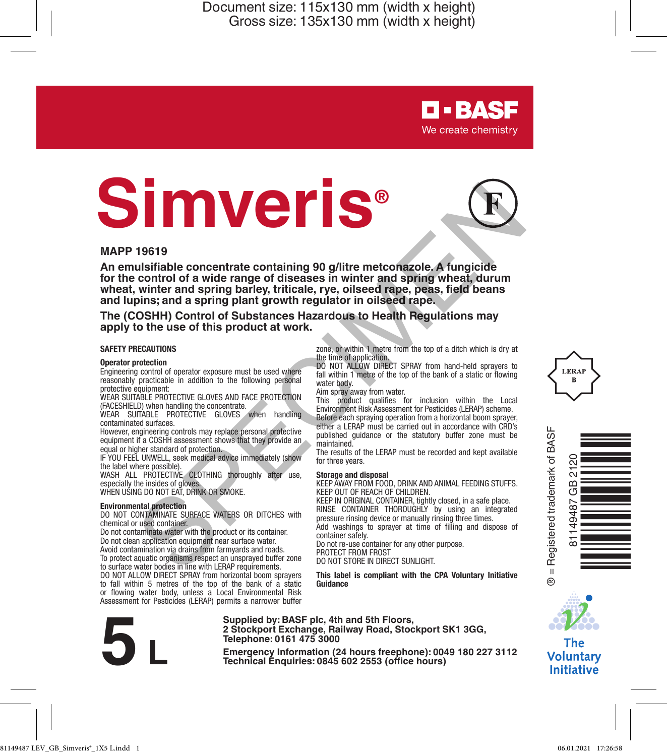Document size: 115x130 mm (width x height)
Gross size: 135x130 mm (width x height)

BASF
We create chemistry

# Simveris®

**MAPP 19619**

**An emulsifiable concentrate containing 90 g/litre metconazole. A fungicide for the control of a wide range of diseases in winter and spring wheat, durum wheat, winter and spring barley, triticale, rye, oilseed rape, peas, field beans and lupins; and a spring plant growth regulator in oilseed rape.**

**The (COSHH) Control of Substances Hazardous to Health Regulations may apply to the use of this product at work.**

## SAFETY PRECAUTIONS

### Operator protection

Engineering control of operator exposure must be used where reasonably practicable in addition to the following personal protective equipment:

WEAR SUITABLE PROTECTIVE GLOVES AND FACE PROTECTION (FACESHIELD) when handling the concentrate.

WEAR SUITABLE PROTECTIVE GLOVES when handling contaminated surfaces.

However, engineering controls may replace personal protective equipment if a COSHH assessment shows that they provide an equal or higher standard of protection.

IF YOU FEEL UNWELL, seek medical advice immediately (show the label where possible).

WASH ALL PROTECTIVE CLOTHING thoroughly after use, especially the insides of gloves.

WHEN USING DO NOT EAT, DRINK OR SMOKE.

### Environmental protection

DO NOT CONTAMINATE SURFACE WATERS OR DITCHES with chemical or used container.

Do not contaminate water with the product or its container.

Do not clean application equipment near surface water.

Avoid contamination via drains from farmyards and roads.

To protect aquatic organisms respect an unsprayed buffer zone to surface water bodies in line with LERAP requirements.

DO NOT ALLOW DIRECT SPRAY from horizontal boom sprayers to fall within 5 metres of the top of the bank of a static or flowing water body, unless a Local Environmental Risk Assessment for Pesticides (LERAP) permits a narrower buffer zone, or within 1 metre from the top of a ditch which is dry at the time of application.

DO NOT ALLOW DIRECT SPRAY from hand-held sprayers to fall within 1 metre of the top of the bank of a static or flowing water body.

Aim spray away from water.

This product qualifies for inclusion within the Local Environment Risk Assessment for Pesticides (LERAP) scheme.

Before each spraying operation from a horizontal boom sprayer, either a LERAP must be carried out in accordance with CRD's published guidance or the statutory buffer zone must be maintained.

The results of the LERAP must be recorded and kept available for three years.

### Storage and disposal

KEEP AWAY FROM FOOD, DRINK AND ANIMAL FEEDING STUFFS.

KEEP OUT OF REACH OF CHILDREN.

KEEP IN ORIGINAL CONTAINER, tightly closed, in a safe place.

RINSE CONTAINER THOROUGHLY by using an integrated pressure rinsing device or manually rinsing three times.

Add washings to sprayer at time of filling and dispose of container safely.

Do not re-use container for any other purpose.

PROTECT FROM FROST

DO NOT STORE IN DIRECT SUNLIGHT.

**This label is compliant with the CPA Voluntary Initiative Guidance**

LERAP B

® = Registered trademark of BASF

81149487 GB 2120

The Voluntary Initiative

# 5 L

**Supplied by: BASF plc, 4th and 5th Floors, 2 Stockport Exchange, Railway Road, Stockport SK1 3GG, Telephone: 0161 475 3000**

**Emergency Information (24 hours freephone): 0049 180 227 3112**
**Technical Enquiries: 0845 602 2553 (office hours)**

81149487 LEV_GB_Simveris®_1X5 L.indd 1 06.01.2021 17:26:58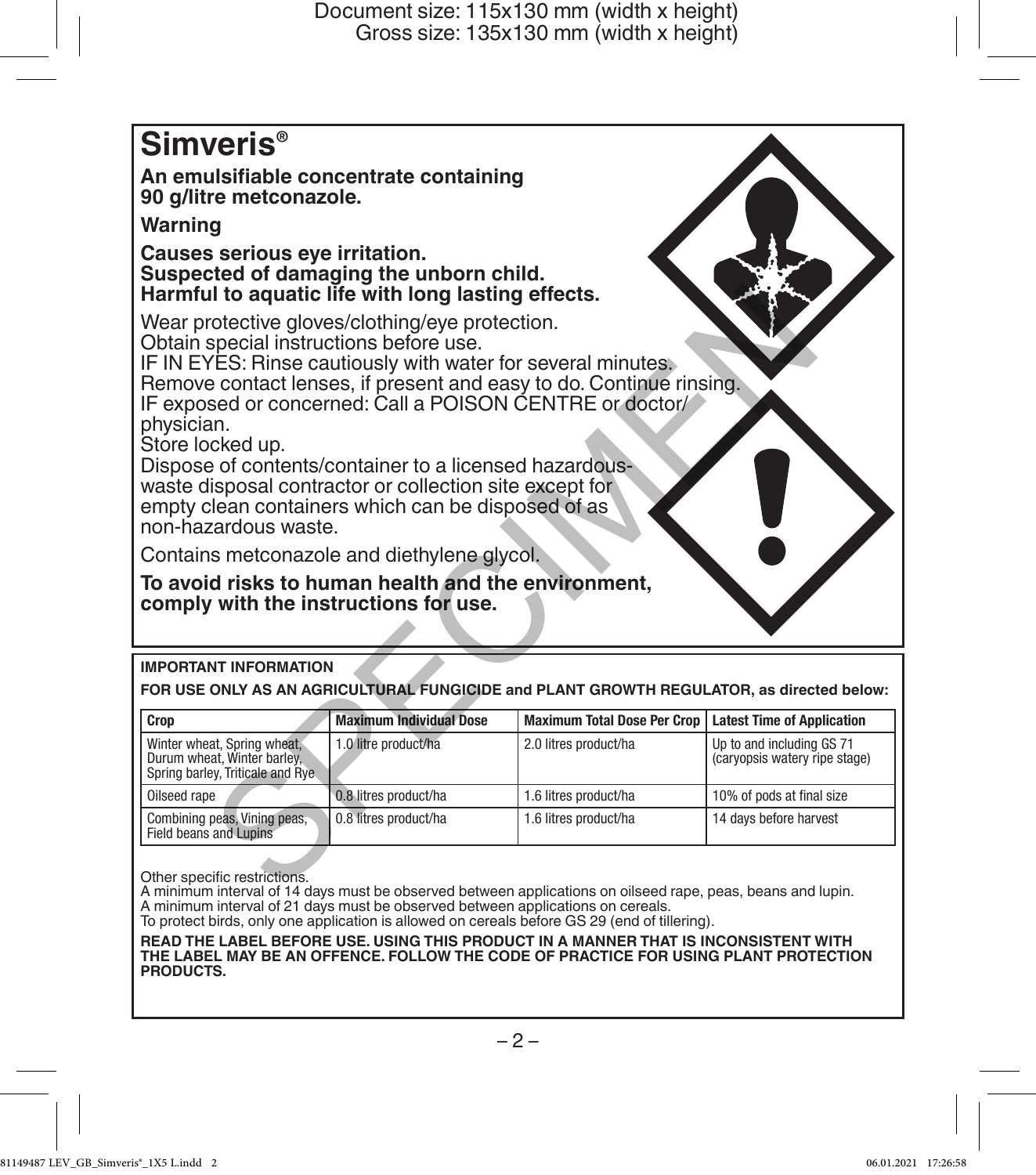# Simveris®

**An emulsifiable concentrate containing 90 g/litre metconazole.**

**Warning**

**Causes serious eye irritation.**
**Suspected of damaging the unborn child.**
**Harmful to aquatic life with long lasting effects.**

Wear protective gloves/clothing/eye protection.
Obtain special instructions before use.
IF IN EYES: Rinse cautiously with water for several minutes.
Remove contact lenses, if present and easy to do. Continue rinsing.
IF exposed or concerned: Call a POISON CENTRE or doctor/physician.
Store locked up.
Dispose of contents/container to a licensed hazardous-waste disposal contractor or collection site except for empty clean containers which can be disposed of as non-hazardous waste.

Contains metconazole and diethylene glycol.

**To avoid risks to human health and the environment, comply with the instructions for use.**

**IMPORTANT INFORMATION**

**FOR USE ONLY AS AN AGRICULTURAL FUNGICIDE and PLANT GROWTH REGULATOR, as directed below:**

| Crop | Maximum Individual Dose | Maximum Total Dose Per Crop | Latest Time of Application |
|---|---|---|---|
| Winter wheat, Spring wheat, Durum wheat, Winter barley, Spring barley, Triticale and Rye | 1.0 litre product/ha | 2.0 litres product/ha | Up to and including GS 71 (caryopsis watery ripe stage) |
| Oilseed rape | 0.8 litres product/ha | 1.6 litres product/ha | 10% of pods at final size |
| Combining peas, Vining peas, Field beans and Lupins | 0.8 litres product/ha | 1.6 litres product/ha | 14 days before harvest |

Other specific restrictions.
A minimum interval of 14 days must be observed between applications on oilseed rape, peas, beans and lupin.
A minimum interval of 21 days must be observed between applications on cereals.
To protect birds, only one application is allowed on cereals before GS 29 (end of tillering).

**READ THE LABEL BEFORE USE. USING THIS PRODUCT IN A MANNER THAT IS INCONSISTENT WITH THE LABEL MAY BE AN OFFENCE. FOLLOW THE CODE OF PRACTICE FOR USING PLANT PROTECTION PRODUCTS.**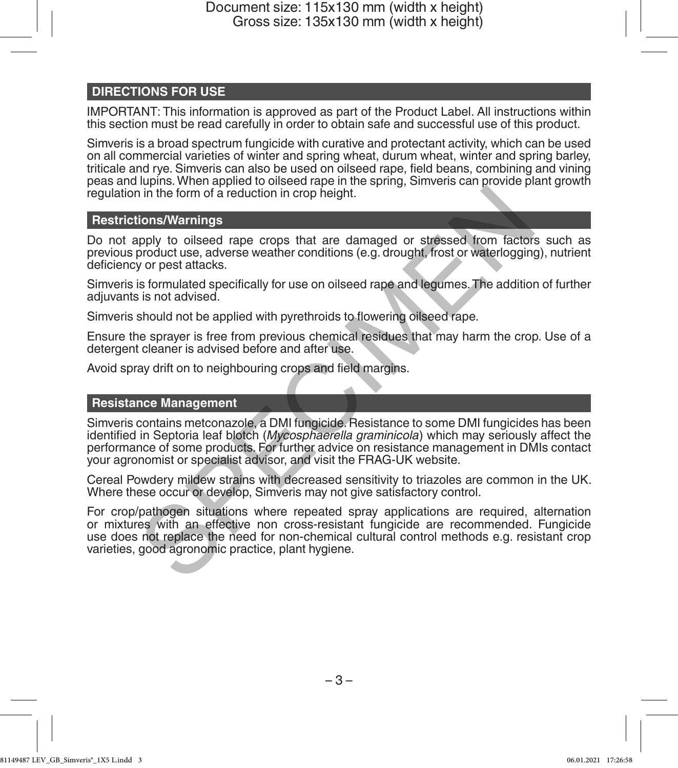## DIRECTIONS FOR USE

IMPORTANT: This information is approved as part of the Product Label. All instructions within this section must be read carefully in order to obtain safe and successful use of this product.

Simveris is a broad spectrum fungicide with curative and protectant activity, which can be used on all commercial varieties of winter and spring wheat, durum wheat, winter and spring barley, triticale and rye. Simveris can also be used on oilseed rape, field beans, combining and vining peas and lupins. When applied to oilseed rape in the spring, Simveris can provide plant growth regulation in the form of a reduction in crop height.

### Restrictions/Warnings

Do not apply to oilseed rape crops that are damaged or stressed from factors such as previous product use, adverse weather conditions (e.g. drought, frost or waterlogging), nutrient deficiency or pest attacks.

Simveris is formulated specifically for use on oilseed rape and legumes. The addition of further adjuvants is not advised.

Simveris should not be applied with pyrethroids to flowering oilseed rape.

Ensure the sprayer is free from previous chemical residues that may harm the crop. Use of a detergent cleaner is advised before and after use.

Avoid spray drift on to neighbouring crops and field margins.

### Resistance Management

Simveris contains metconazole, a DMI fungicide. Resistance to some DMI fungicides has been identified in Septoria leaf blotch (*Mycosphaerella graminicola*) which may seriously affect the performance of some products. For further advice on resistance management in DMIs contact your agronomist or specialist advisor, and visit the FRAG-UK website.

Cereal Powdery mildew strains with decreased sensitivity to triazoles are common in the UK. Where these occur or develop, Simveris may not give satisfactory control.

For crop/pathogen situations where repeated spray applications are required, alternation or mixtures with an effective non cross-resistant fungicide are recommended. Fungicide use does not replace the need for non-chemical cultural control methods e.g. resistant crop varieties, good agronomic practice, plant hygiene.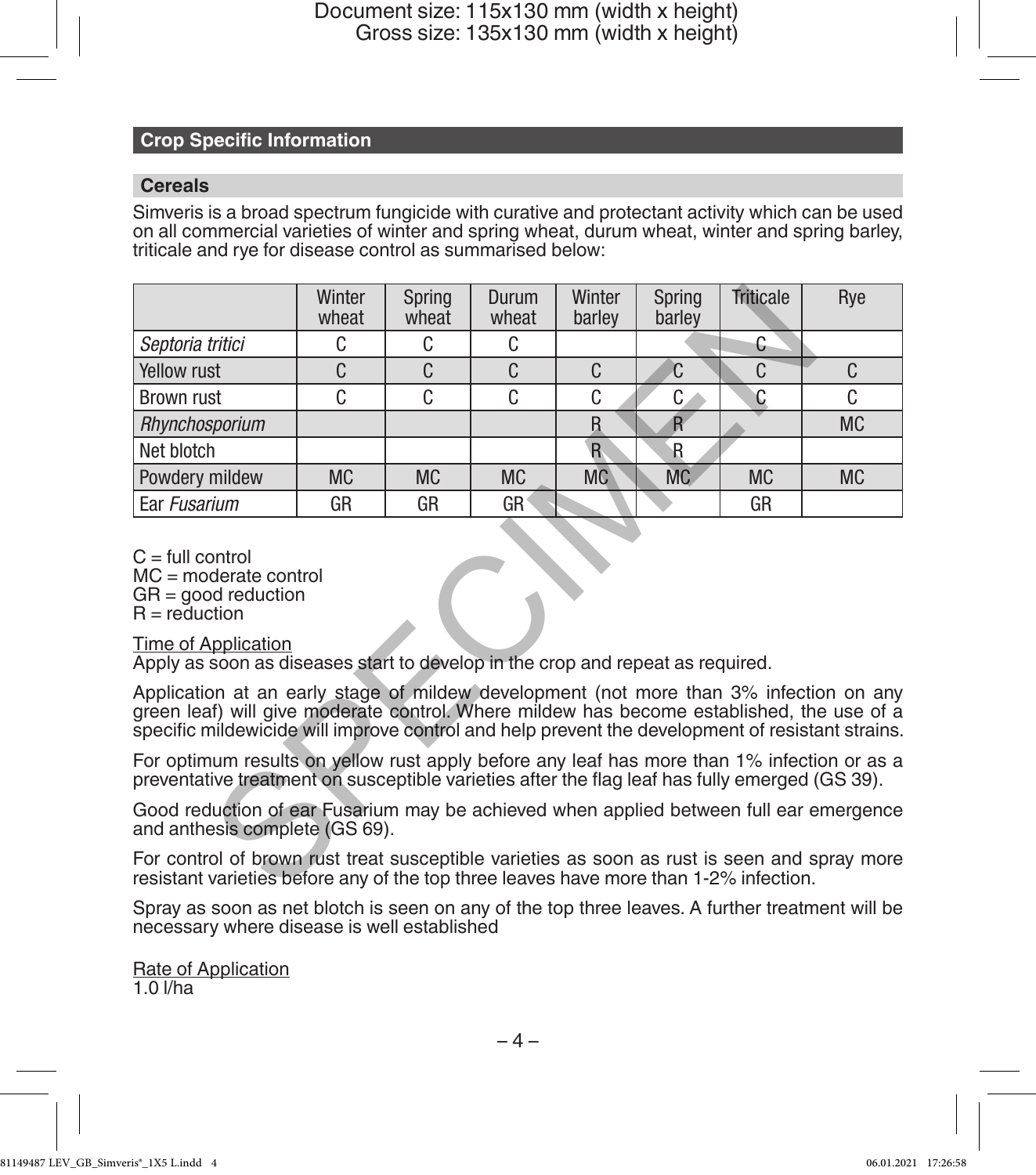## Crop Specific Information

### Cereals

Simveris is a broad spectrum fungicide with curative and protectant activity which can be used on all commercial varieties of winter and spring wheat, durum wheat, winter and spring barley, triticale and rye for disease control as summarised below:

| | Winter wheat | Spring wheat | Durum wheat | Winter barley | Spring barley | Triticale | Rye |
|---|---|---|---|---|---|---|---|
| *Septoria tritici* | C | C | C | | | C | |
| Yellow rust | C | C | C | C | C | C | C |
| Brown rust | C | C | C | C | C | C | C |
| *Rhynchosporium* | | | | R | R | | MC |
| Net blotch | | | | R | R | | |
| Powdery mildew | MC | MC | MC | MC | MC | MC | MC |
| Ear *Fusarium* | GR | GR | GR | | | GR | |

C = full control
MC = moderate control
GR = good reduction
R = reduction

<u>Time of Application</u>
Apply as soon as diseases start to develop in the crop and repeat as required.

Application at an early stage of mildew development (not more than 3% infection on any green leaf) will give moderate control. Where mildew has become established, the use of a specific mildewicide will improve control and help prevent the development of resistant strains.

For optimum results on yellow rust apply before any leaf has more than 1% infection or as a preventative treatment on susceptible varieties after the flag leaf has fully emerged (GS 39).

Good reduction of ear Fusarium may be achieved when applied between full ear emergence and anthesis complete (GS 69).

For control of brown rust treat susceptible varieties as soon as rust is seen and spray more resistant varieties before any of the top three leaves have more than 1-2% infection.

Spray as soon as net blotch is seen on any of the top three leaves. A further treatment will be necessary where disease is well established

<u>Rate of Application</u>
1.0 l/ha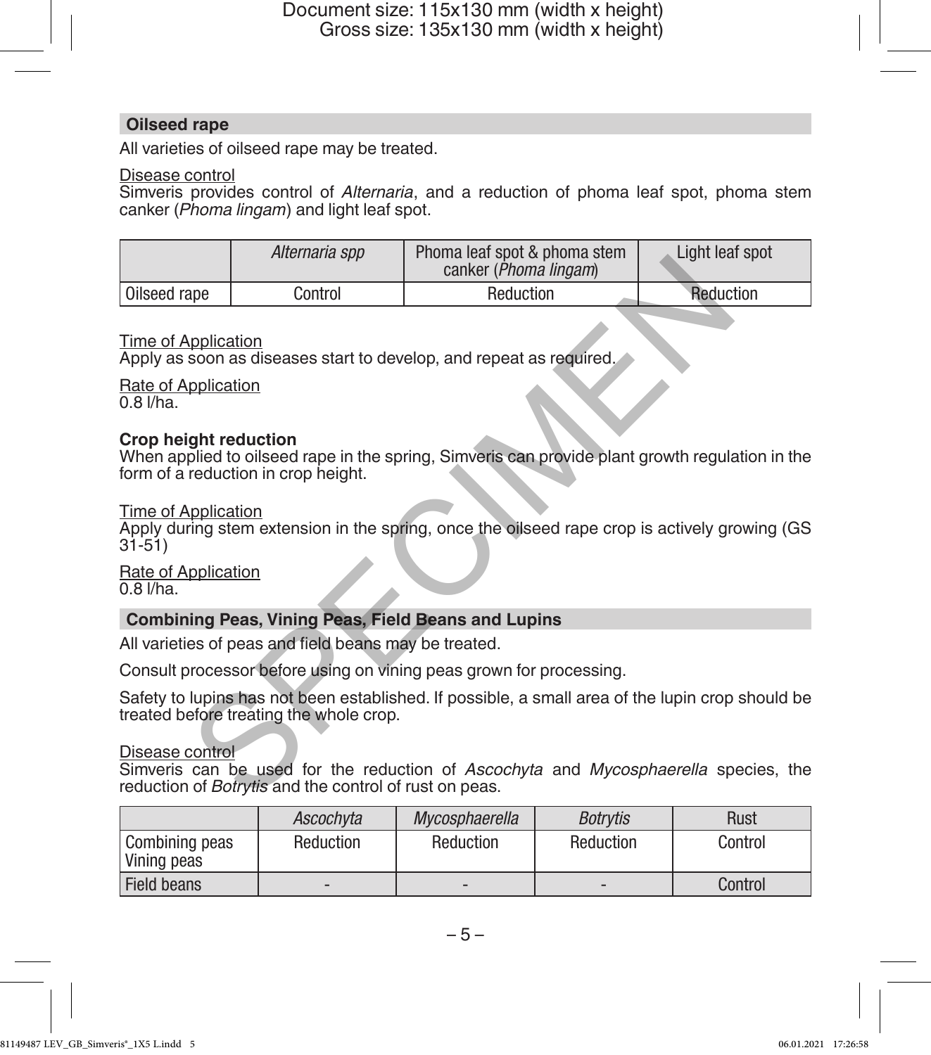## Oilseed rape

All varieties of oilseed rape may be treated.

Disease control

Simveris provides control of *Alternaria*, and a reduction of phoma leaf spot, phoma stem canker (*Phoma lingam*) and light leaf spot.

| | *Alternaria spp* | Phoma leaf spot & phoma stem canker (*Phoma lingam*) | Light leaf spot |
|---|---|---|---|
| Oilseed rape | Control | Reduction | Reduction |

Time of Application

Apply as soon as diseases start to develop, and repeat as required.

Rate of Application

0.8 l/ha.

**Crop height reduction**

When applied to oilseed rape in the spring, Simveris can provide plant growth regulation in the form of a reduction in crop height.

Time of Application

Apply during stem extension in the spring, once the oilseed rape crop is actively growing (GS 31-51)

Rate of Application

0.8 l/ha.

## Combining Peas, Vining Peas, Field Beans and Lupins

All varieties of peas and field beans may be treated.

Consult processor before using on vining peas grown for processing.

Safety to lupins has not been established. If possible, a small area of the lupin crop should be treated before treating the whole crop.

Disease control

Simveris can be used for the reduction of *Ascochyta* and *Mycosphaerella* species, the reduction of *Botrytis* and the control of rust on peas.

| | *Ascochyta* | *Mycosphaerella* | *Botrytis* | Rust |
|---|---|---|---|---|
| Combining peas Vining peas | Reduction | Reduction | Reduction | Control |
| Field beans | - | - | - | Control |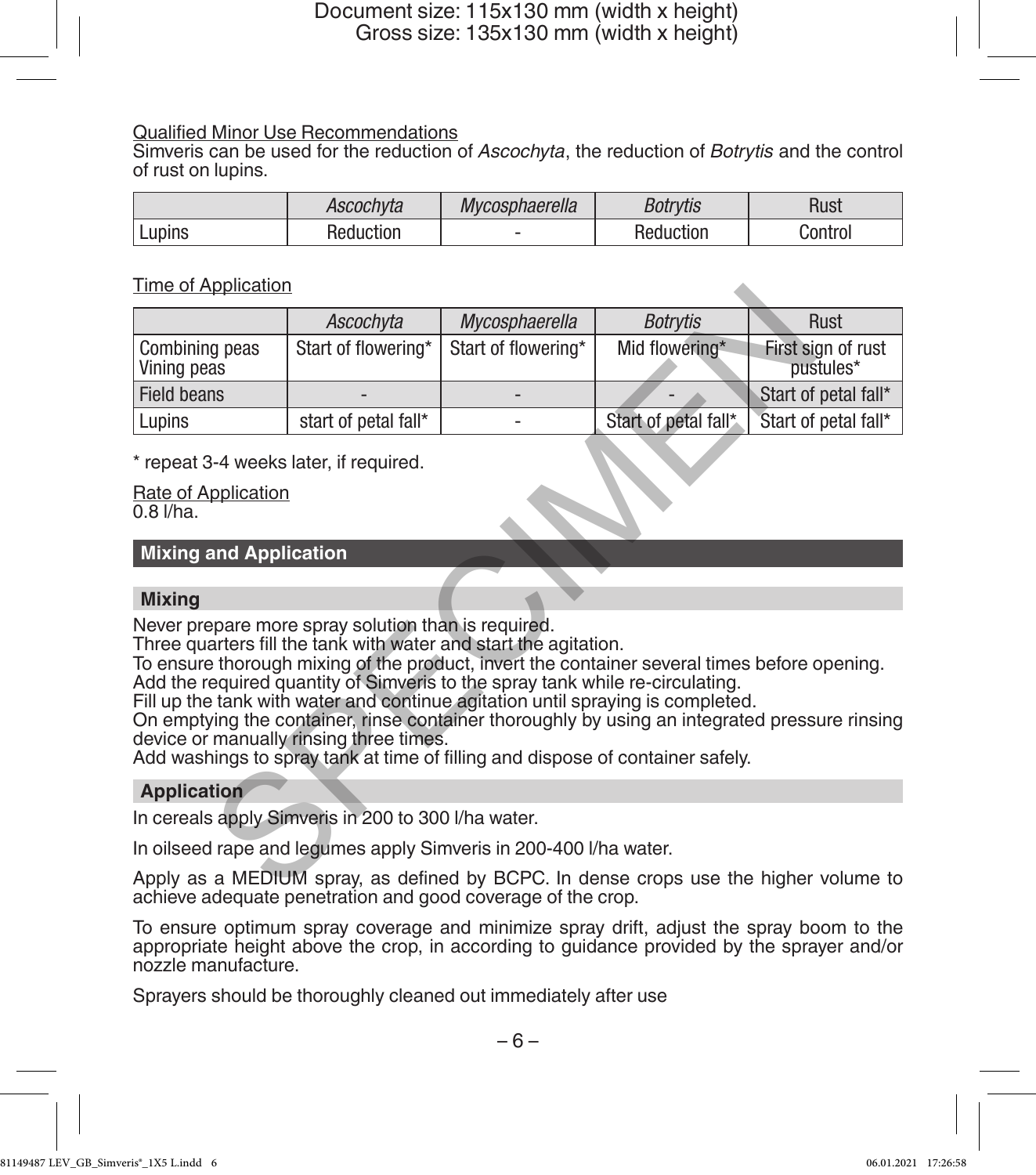Qualified Minor Use Recommendations

Simveris can be used for the reduction of *Ascochyta*, the reduction of *Botrytis* and the control of rust on lupins.

| | *Ascochyta* | *Mycosphaerella* | *Botrytis* | Rust |
|---|---|---|---|---|
| Lupins | Reduction | - | Reduction | Control |

Time of Application

| | *Ascochyta* | *Mycosphaerella* | *Botrytis* | Rust |
|---|---|---|---|---|
| Combining peas Vining peas | Start of flowering* | Start of flowering* | Mid flowering* | First sign of rust pustules* |
| Field beans | - | - | - | Start of petal fall* |
| Lupins | start of petal fall* | - | Start of petal fall* | Start of petal fall* |

* repeat 3-4 weeks later, if required.

Rate of Application

0.8 l/ha.

## Mixing and Application

### Mixing

Never prepare more spray solution than is required.
Three quarters fill the tank with water and start the agitation.
To ensure thorough mixing of the product, invert the container several times before opening.
Add the required quantity of Simveris to the spray tank while re-circulating.
Fill up the tank with water and continue agitation until spraying is completed.
On emptying the container, rinse container thoroughly by using an integrated pressure rinsing device or manually rinsing three times.
Add washings to spray tank at time of filling and dispose of container safely.

### Application

In cereals apply Simveris in 200 to 300 l/ha water.

In oilseed rape and legumes apply Simveris in 200-400 l/ha water.

Apply as a MEDIUM spray, as defined by BCPC. In dense crops use the higher volume to achieve adequate penetration and good coverage of the crop.

To ensure optimum spray coverage and minimize spray drift, adjust the spray boom to the appropriate height above the crop, in according to guidance provided by the sprayer and/or nozzle manufacture.

Sprayers should be thoroughly cleaned out immediately after use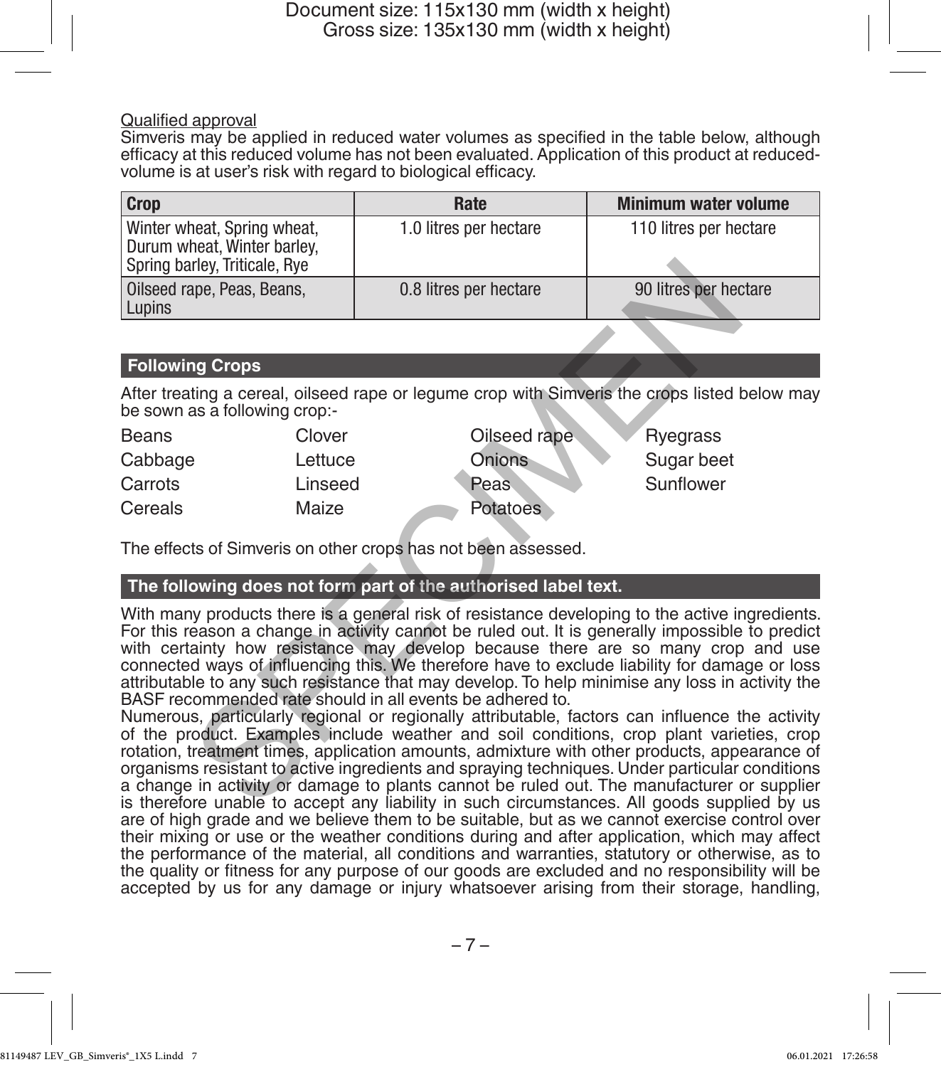Qualified approval

Simveris may be applied in reduced water volumes as specified in the table below, although efficacy at this reduced volume has not been evaluated. Application of this product at reduced-volume is at user's risk with regard to biological efficacy.

| Crop | Rate | Minimum water volume |
|---|---|---|
| Winter wheat, Spring wheat, Durum wheat, Winter barley, Spring barley, Triticale, Rye | 1.0 litres per hectare | 110 litres per hectare |
| Oilseed rape, Peas, Beans, Lupins | 0.8 litres per hectare | 90 litres per hectare |

## Following Crops

After treating a cereal, oilseed rape or legume crop with Simveris the crops listed below may be sown as a following crop:-

| | | | |
|---|---|---|---|
| Beans | Clover | Oilseed rape | Ryegrass |
| Cabbage | Lettuce | Onions | Sugar beet |
| Carrots | Linseed | Peas | Sunflower |
| Cereals | Maize | Potatoes | |

The effects of Simveris on other crops has not been assessed.

## The following does not form part of the authorised label text.

With many products there is a general risk of resistance developing to the active ingredients. For this reason a change in activity cannot be ruled out. It is generally impossible to predict with certainty how resistance may develop because there are so many crop and use connected ways of influencing this. We therefore have to exclude liability for damage or loss attributable to any such resistance that may develop. To help minimise any loss in activity the BASF recommended rate should in all events be adhered to.

Numerous, particularly regional or regionally attributable, factors can influence the activity of the product. Examples include weather and soil conditions, crop plant varieties, crop rotation, treatment times, application amounts, admixture with other products, appearance of organisms resistant to active ingredients and spraying techniques. Under particular conditions a change in activity or damage to plants cannot be ruled out. The manufacturer or supplier is therefore unable to accept any liability in such circumstances. All goods supplied by us are of high grade and we believe them to be suitable, but as we cannot exercise control over their mixing or use or the weather conditions during and after application, which may affect the performance of the material, all conditions and warranties, statutory or otherwise, as to the quality or fitness for any purpose of our goods are excluded and no responsibility will be accepted by us for any damage or injury whatsoever arising from their storage, handling,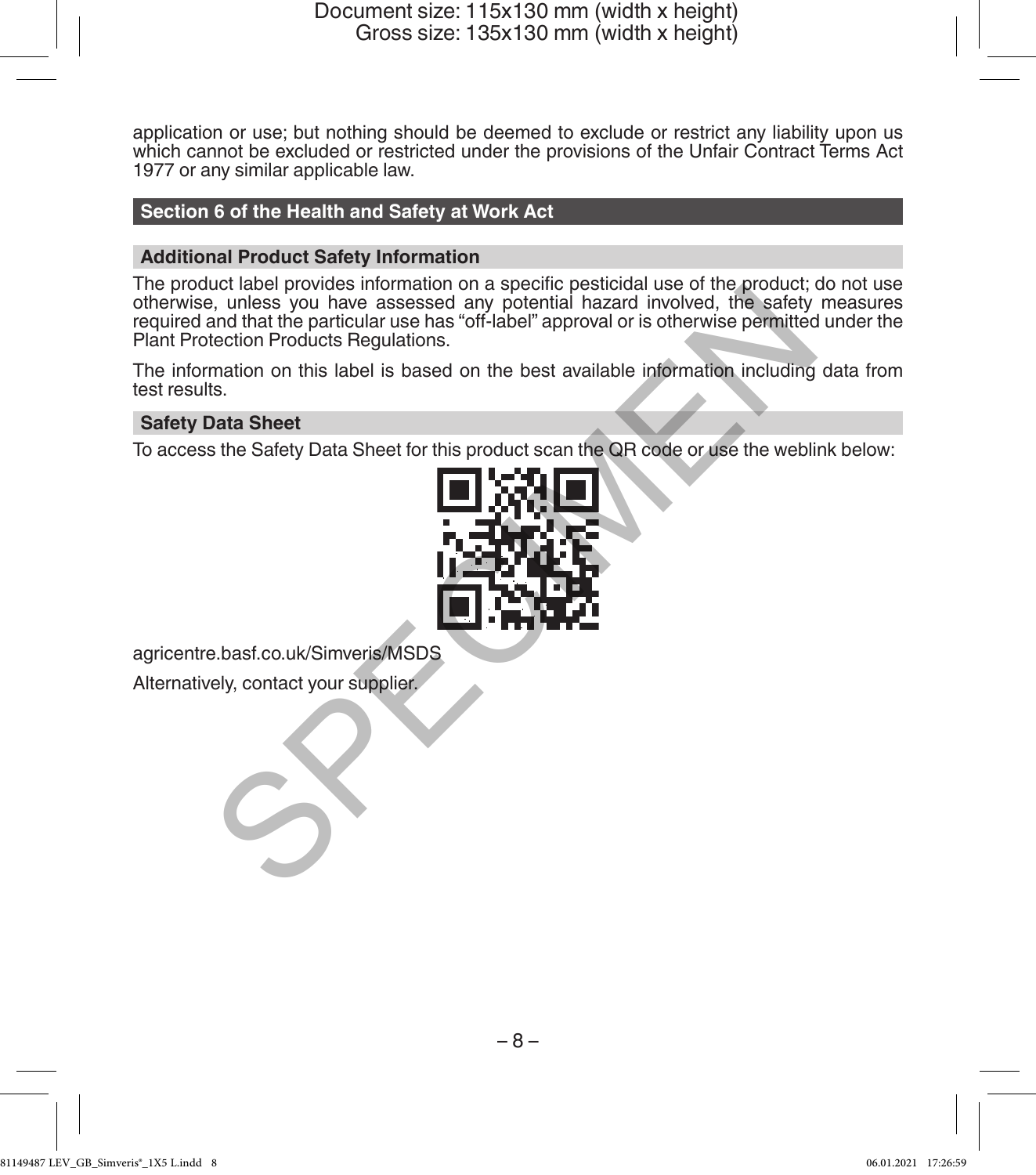application or use; but nothing should be deemed to exclude or restrict any liability upon us which cannot be excluded or restricted under the provisions of the Unfair Contract Terms Act 1977 or any similar applicable law.

## Section 6 of the Health and Safety at Work Act

### Additional Product Safety Information

The product label provides information on a specific pesticidal use of the product; do not use otherwise, unless you have assessed any potential hazard involved, the safety measures required and that the particular use has "off-label" approval or is otherwise permitted under the Plant Protection Products Regulations.

The information on this label is based on the best available information including data from test results.

### Safety Data Sheet

To access the Safety Data Sheet for this product scan the QR code or use the weblink below:

agricentre.basf.co.uk/Simveris/MSDS

Alternatively, contact your supplier.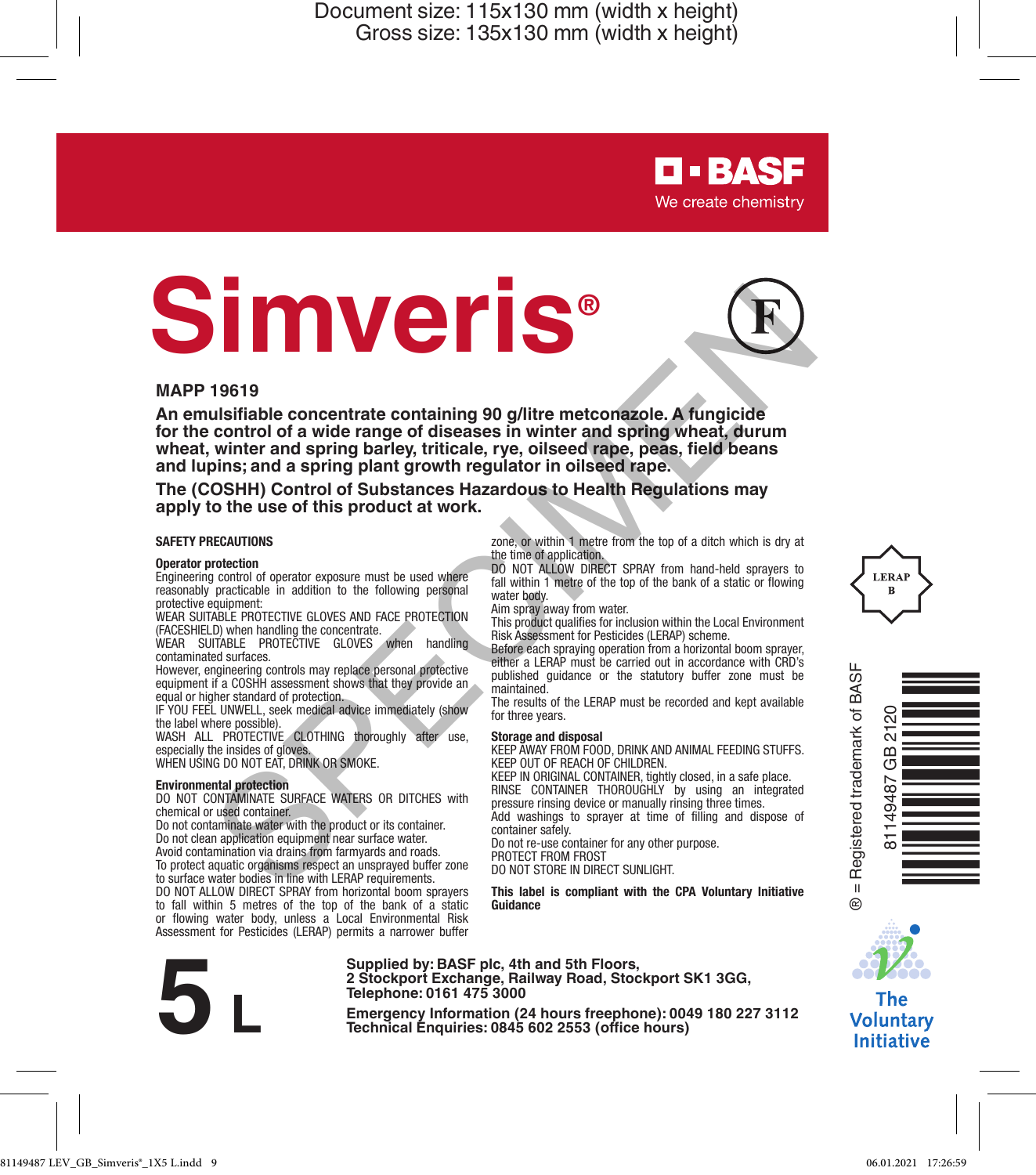Document size: 115x130 mm (width x height)
Gross size: 135x130 mm (width x height)

BASF
We create chemistry

# Simveris®

F

**MAPP 19619**

**An emulsifiable concentrate containing 90 g/litre metconazole. A fungicide for the control of a wide range of diseases in winter and spring wheat, durum wheat, winter and spring barley, triticale, rye, oilseed rape, peas, field beans and lupins; and a spring plant growth regulator in oilseed rape.**

**The (COSHH) Control of Substances Hazardous to Health Regulations may apply to the use of this product at work.**

SPECIMEN

## SAFETY PRECAUTIONS

### Operator protection

Engineering control of operator exposure must be used where reasonably practicable in addition to the following personal protective equipment:

WEAR SUITABLE PROTECTIVE GLOVES AND FACE PROTECTION (FACESHIELD) when handling the concentrate.

WEAR SUITABLE PROTECTIVE GLOVES when handling contaminated surfaces.

However, engineering controls may replace personal protective equipment if a COSHH assessment shows that they provide an equal or higher standard of protection.

IF YOU FEEL UNWELL, seek medical advice immediately (show the label where possible).

WASH ALL PROTECTIVE CLOTHING thoroughly after use, especially the insides of gloves.

WHEN USING DO NOT EAT, DRINK OR SMOKE.

### Environmental protection

DO NOT CONTAMINATE SURFACE WATERS OR DITCHES with chemical or used container.

Do not contaminate water with the product or its container.

Do not clean application equipment near surface water.

Avoid contamination via drains from farmyards and roads.

To protect aquatic organisms respect an unsprayed buffer zone to surface water bodies in line with LERAP requirements.

DO NOT ALLOW DIRECT SPRAY from horizontal boom sprayers to fall within 5 metres of the top of the bank of a static or flowing water body, unless a Local Environmental Risk Assessment for Pesticides (LERAP) permits a narrower buffer zone, or within 1 metre from the top of a ditch which is dry at the time of application.

DO NOT ALLOW DIRECT SPRAY from hand-held sprayers to fall within 1 metre of the top of the bank of a static or flowing water body.

Aim spray away from water.

This product qualifies for inclusion within the Local Environment Risk Assessment for Pesticides (LERAP) scheme.

Before each spraying operation from a horizontal boom sprayer, either a LERAP must be carried out in accordance with CRD's published guidance or the statutory buffer zone must be maintained.

The results of the LERAP must be recorded and kept available for three years.

### Storage and disposal

KEEP AWAY FROM FOOD, DRINK AND ANIMAL FEEDING STUFFS.

KEEP OUT OF REACH OF CHILDREN.

KEEP IN ORIGINAL CONTAINER, tightly closed, in a safe place.

RINSE CONTAINER THOROUGHLY by using an integrated pressure rinsing device or manually rinsing three times.

Add washings to sprayer at time of filling and dispose of container safely.

Do not re-use container for any other purpose.

PROTECT FROM FROST

DO NOT STORE IN DIRECT SUNLIGHT.

**This label is compliant with the CPA Voluntary Initiative Guidance**

LERAP B

® = Registered trademark of BASF

81149487 GB 2120

The Voluntary Initiative

# 5 L

**Supplied by: BASF plc, 4th and 5th Floors, 2 Stockport Exchange, Railway Road, Stockport SK1 3GG, Telephone: 0161 475 3000**

**Emergency Information (24 hours freephone): 0049 180 227 3112**
**Technical Enquiries: 0845 602 2553 (office hours)**

81149487 LEV_GB_Simveris®_1X5 L.indd 9 06.01.2021 17:26:59